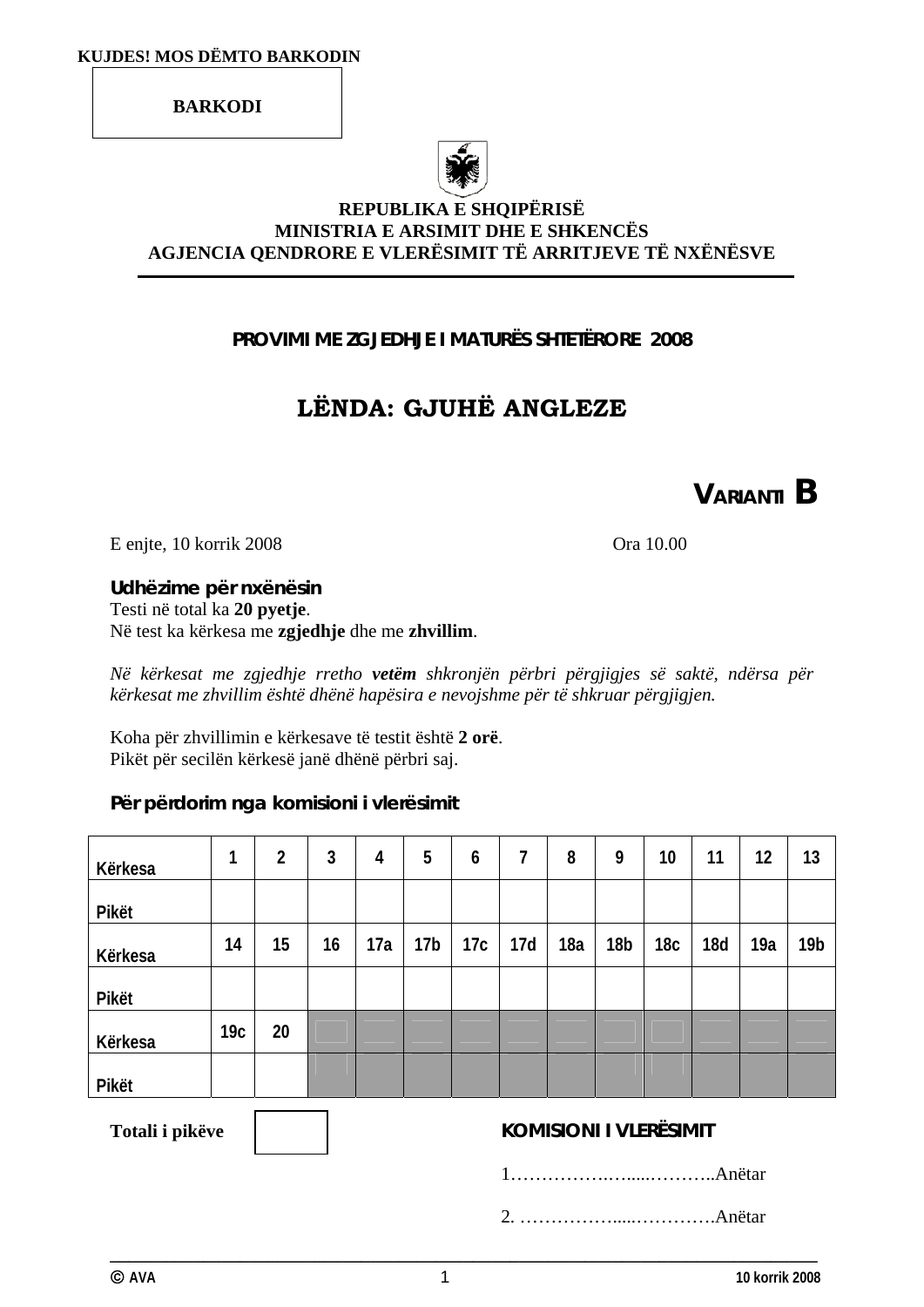**KUJDES! MOS DËMTO BARKODIN**

**BARKODI**

**REPUBLIKA E SHQIPËRISË**
**MINISTRIA E ARSIMIT DHE E SHKENCËS**
**AGJENCIA QENDRORE E VLERËSIMIT TË ARRITJEVE TË NXËNËSVE**

## PROVIMI ME ZGJEDHJE I MATURËS SHTETËRORE 2008

# LËNDA: GJUHË ANGLEZE

## VARIANTI B

E enjte, 10 korrik 2008 — Ora 10.00

### Udhëzime për nxënësin

Testi në total ka **20 pyetje**.
Në test ka kërkesa me **zgjedhje** dhe me **zhvillim**.

*Në kërkesat me zgjedhje rretho **vetëm** shkronjën përbri përgjigjes së saktë, ndërsa për kërkesat me zhvillim është dhënë hapësira e nevojshme për të shkruar përgjigjen.*

Koha për zhvillimin e kërkesave të testit është **2 orë**.
Pikët për secilën kërkesë janë dhënë përbri saj.

### Për përdorim nga komisioni i vlerësimit

| Kërkesa | 1 | 2 | 3 | 4 | 5 | 6 | 7 | 8 | 9 | 10 | 11 | 12 | 13 |
|---|---|---|---|---|---|---|---|---|---|---|---|---|---|
| Pikët | | | | | | | | | | | | | |
| Kërkesa | 14 | 15 | 16 | 17a | 17b | 17c | 17d | 18a | 18b | 18c | 18d | 19a | 19b |
| Pikët | | | | | | | | | | | | | |
| Kërkesa | 19c | 20 | | | | | | | | | | | |
| Pikët | | | | | | | | | | | | | |

**Totali i pikëve** ☐

**KOMISIONI I VLERËSIMIT**

1.……………….….....………..Anëtar

2. ……………….....………….Anëtar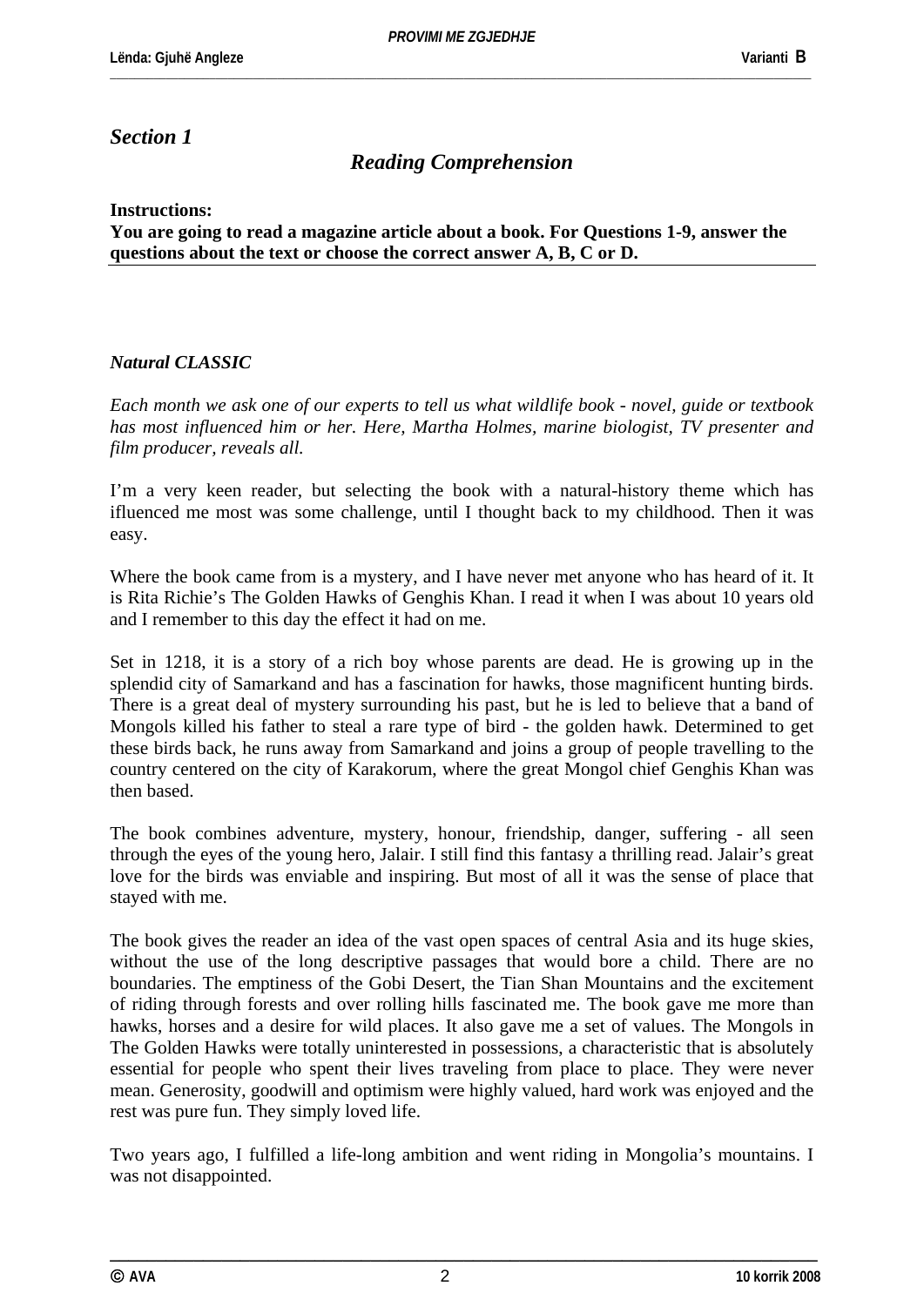## *Section 1*

### *Reading Comprehension*

**Instructions:**
**You are going to read a magazine article about a book. For Questions 1-9, answer the questions about the text or choose the correct answer A, B, C or D.**

***Natural CLASSIC***

*Each month we ask one of our experts to tell us what wildlife book - novel, guide or textbook has most influenced him or her. Here, Martha Holmes, marine biologist, TV presenter and film producer, reveals all.*

I'm a very keen reader, but selecting the book with a natural-history theme which has ifluenced me most was some challenge, until I thought back to my childhood. Then it was easy.

Where the book came from is a mystery, and I have never met anyone who has heard of it. It is Rita Richie's The Golden Hawks of Genghis Khan. I read it when I was about 10 years old and I remember to this day the effect it had on me.

Set in 1218, it is a story of a rich boy whose parents are dead. He is growing up in the splendid city of Samarkand and has a fascination for hawks, those magnificent hunting birds. There is a great deal of mystery surrounding his past, but he is led to believe that a band of Mongols killed his father to steal a rare type of bird - the golden hawk. Determined to get these birds back, he runs away from Samarkand and joins a group of people travelling to the country centered on the city of Karakorum, where the great Mongol chief Genghis Khan was then based.

The book combines adventure, mystery, honour, friendship, danger, suffering - all seen through the eyes of the young hero, Jalair. I still find this fantasy a thrilling read. Jalair's great love for the birds was enviable and inspiring. But most of all it was the sense of place that stayed with me.

The book gives the reader an idea of the vast open spaces of central Asia and its huge skies, without the use of the long descriptive passages that would bore a child. There are no boundaries. The emptiness of the Gobi Desert, the Tian Shan Mountains and the excitement of riding through forests and over rolling hills fascinated me. The book gave me more than hawks, horses and a desire for wild places. It also gave me a set of values. The Mongols in The Golden Hawks were totally uninterested in possessions, a characteristic that is absolutely essential for people who spent their lives traveling from place to place. They were never mean. Generosity, goodwill and optimism were highly valued, hard work was enjoyed and the rest was pure fun. They simply loved life.

Two years ago, I fulfilled a life-long ambition and went riding in Mongolia's mountains. I was not disappointed.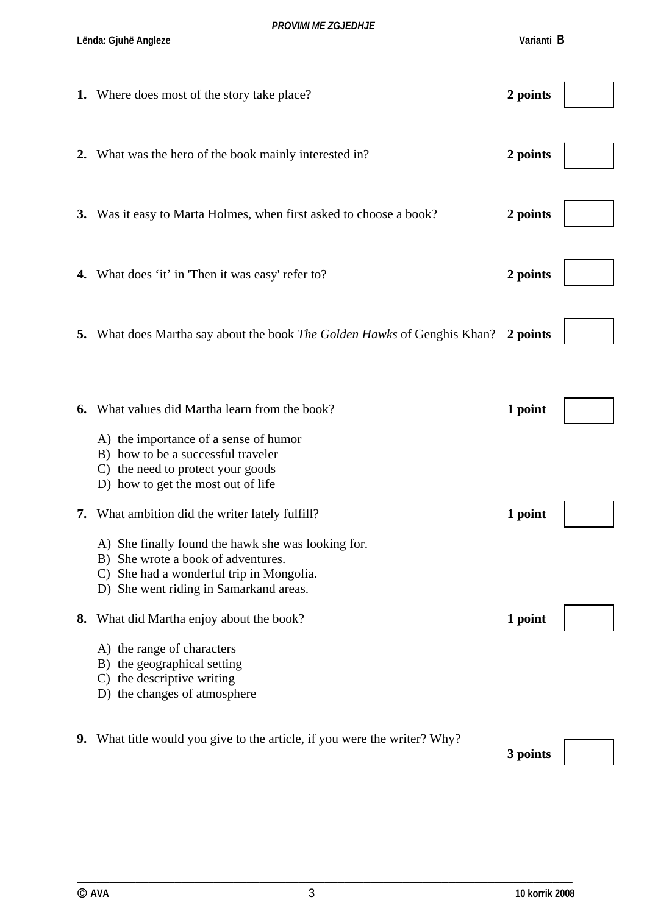**1.** Where does most of the story take place? **2 points**

**2.** What was the hero of the book mainly interested in? **2 points**

**3.** Was it easy to Marta Holmes, when first asked to choose a book? **2 points**

**4.** What does ‘it’ in 'Then it was easy' refer to? **2 points**

**5.** What does Martha say about the book *The Golden Hawks* of Genghis Khan? **2 points**

**6.** What values did Martha learn from the book? **1 point**

A) the importance of a sense of humor
B) how to be a successful traveler
C) the need to protect your goods
D) how to get the most out of life

**7.** What ambition did the writer lately fulfill? **1 point**

A) She finally found the hawk she was looking for.
B) She wrote a book of adventures.
C) She had a wonderful trip in Mongolia.
D) She went riding in Samarkand areas.

**8.** What did Martha enjoy about the book? **1 point**

A) the range of characters
B) the geographical setting
C) the descriptive writing
D) the changes of atmosphere

**9.** What title would you give to the article, if you were the writer? Why? **3 points**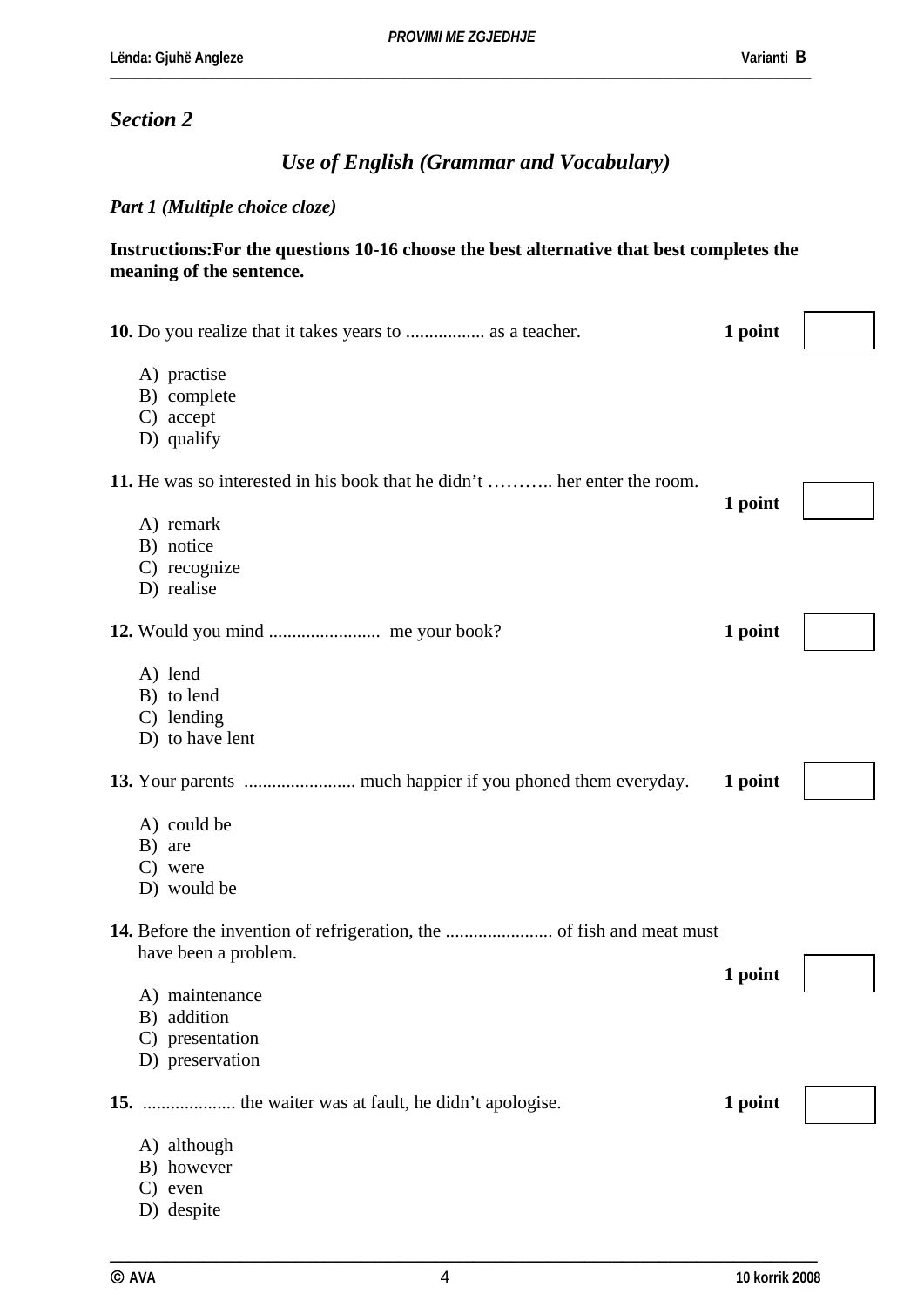## *Section 2*

### *Use of English (Grammar and Vocabulary)*

***Part 1 (Multiple choice cloze)***

**Instructions:For the questions 10-16 choose the best alternative that best completes the meaning of the sentence.**

**10.** Do you realize that it takes years to ................. as a teacher. **1 point**

A) practise
B) complete
C) accept
D) qualify

**11.** He was so interested in his book that he didn't ……….. her enter the room. **1 point**

A) remark
B) notice
C) recognize
D) realise

**12.** Would you mind ........................ me your book? **1 point**

A) lend
B) to lend
C) lending
D) to have lent

**13.** Your parents ........................ much happier if you phoned them everyday. **1 point**

A) could be
B) are
C) were
D) would be

**14.** Before the invention of refrigeration, the ....................... of fish and meat must have been a problem. **1 point**

A) maintenance
B) addition
C) presentation
D) preservation

**15.** .................... the waiter was at fault, he didn't apologise. **1 point**

A) although
B) however
C) even
D) despite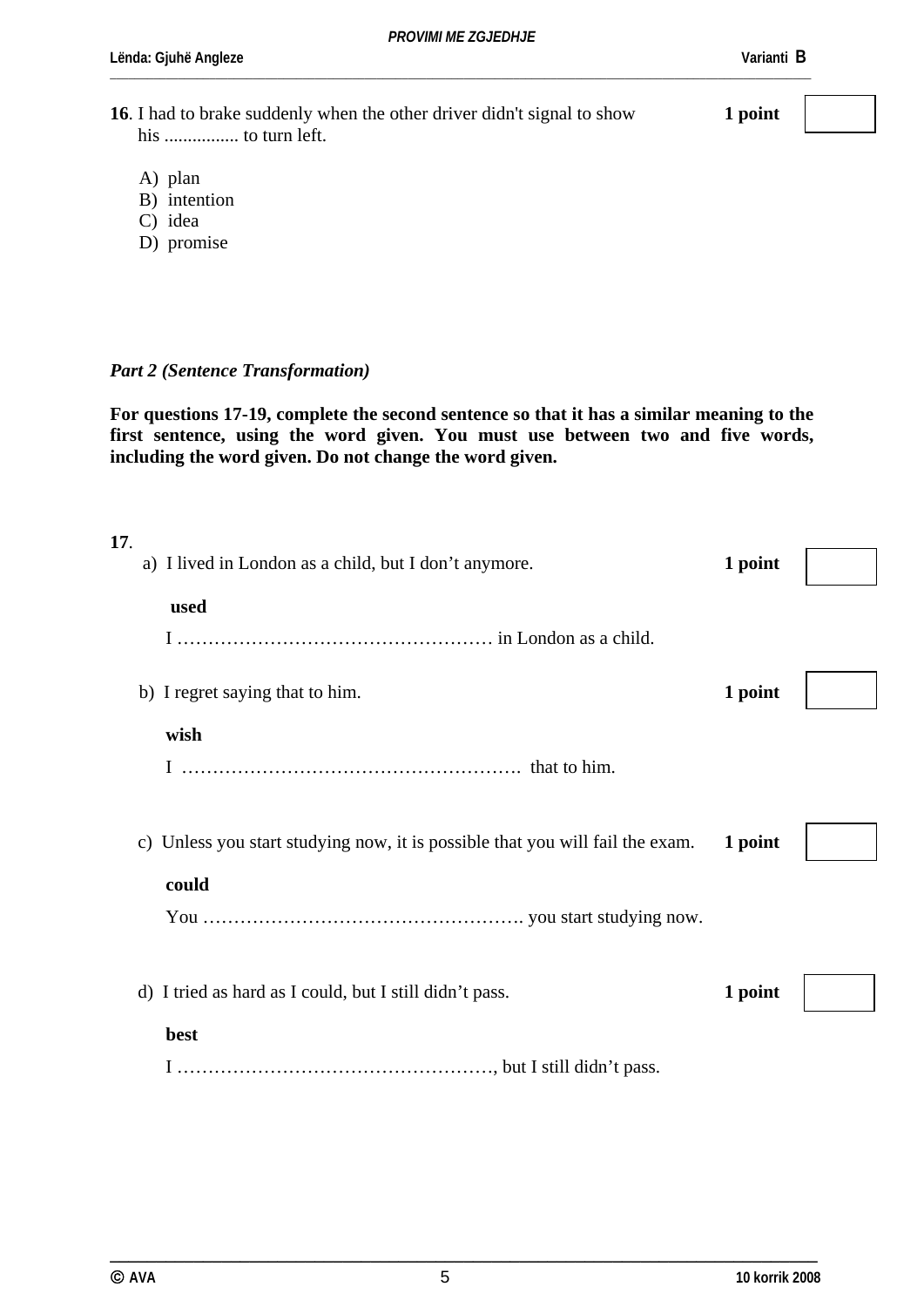**16**. I had to brake suddenly when the other driver didn't signal to show his ................ to turn left. **1 point**

A) plan
B) intention
C) idea
D) promise

*Part 2 (Sentence Transformation)*

**For questions 17-19, complete the second sentence so that it has a similar meaning to the first sentence, using the word given. You must use between two and five words, including the word given. Do not change the word given.**

**17**.

a) I lived in London as a child, but I don't anymore. **1 point**

**used**

I …………………………………………… in London as a child.

b) I regret saying that to him. **1 point**

**wish**

I ………………………………………………. that to him.

c) Unless you start studying now, it is possible that you will fail the exam. **1 point**

**could**

You ……………………………………………. you start studying now.

d) I tried as hard as I could, but I still didn't pass. **1 point**

**best**

I ……………………………………………, but I still didn't pass.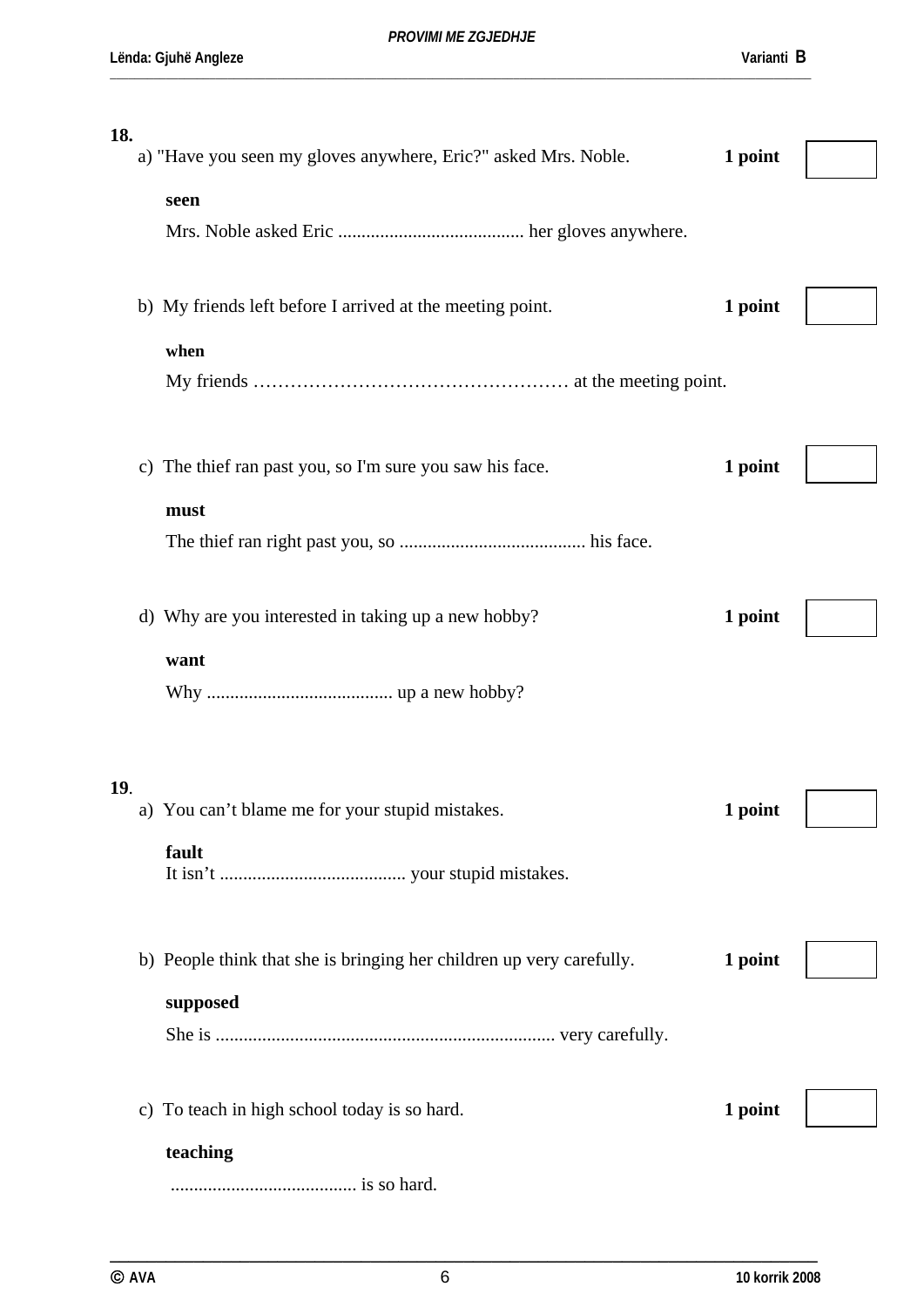**18.**

a) "Have you seen my gloves anywhere, Eric?" asked Mrs. Noble. **1 point**

**seen**

Mrs. Noble asked Eric ........................................ her gloves anywhere.

b) My friends left before I arrived at the meeting point. **1 point**

**when**

My friends …………………………………………… at the meeting point.

c) The thief ran past you, so I'm sure you saw his face. **1 point**

**must**

The thief ran right past you, so ........................................ his face.

d) Why are you interested in taking up a new hobby? **1 point**

**want**

Why ........................................ up a new hobby?

**19**.

a) You can't blame me for your stupid mistakes. **1 point**

**fault**

It isn't ........................................ your stupid mistakes.

b) People think that she is bringing her children up very carefully. **1 point**

**supposed**

She is ........................................................................ very carefully.

c) To teach in high school today is so hard. **1 point**

**teaching**

........................................ is so hard.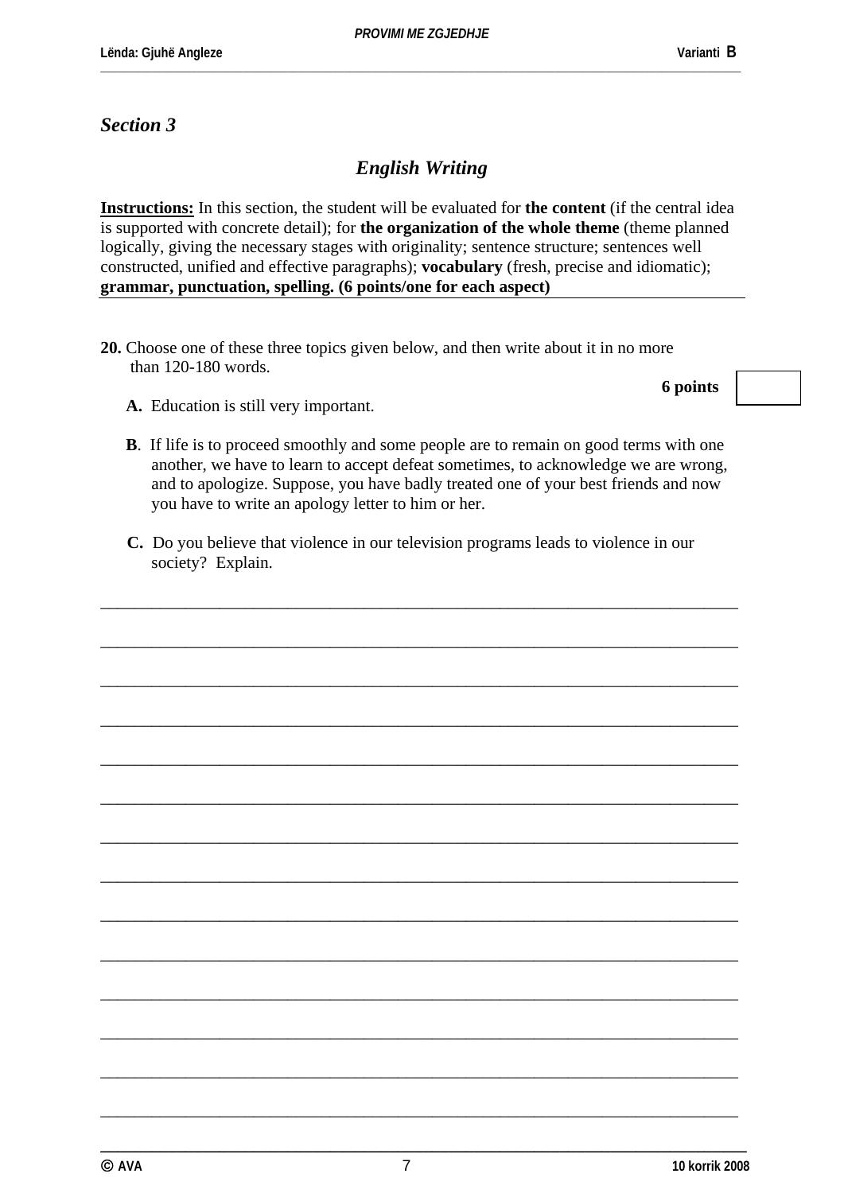## *Section 3*

### *English Writing*

**Instructions:** In this section, the student will be evaluated for **the content** (if the central idea is supported with concrete detail); for **the organization of the whole theme** (theme planned logically, giving the necessary stages with originality; sentence structure; sentences well constructed, unified and effective paragraphs); **vocabulary** (fresh, precise and idiomatic); **grammar, punctuation, spelling. (6 points/one for each aspect)**

**20.** Choose one of these three topics given below, and then write about it in no more than 120-180 words.

**6 points**

**A.** Education is still very important.

**B**. If life is to proceed smoothly and some people are to remain on good terms with one another, we have to learn to accept defeat sometimes, to acknowledge we are wrong, and to apologize. Suppose, you have badly treated one of your best friends and now you have to write an apology letter to him or her.

**C.** Do you believe that violence in our television programs leads to violence in our society? Explain.

______________________________________________________________________

______________________________________________________________________

______________________________________________________________________

______________________________________________________________________

______________________________________________________________________

______________________________________________________________________

______________________________________________________________________

______________________________________________________________________

______________________________________________________________________

______________________________________________________________________

______________________________________________________________________

______________________________________________________________________

______________________________________________________________________

______________________________________________________________________